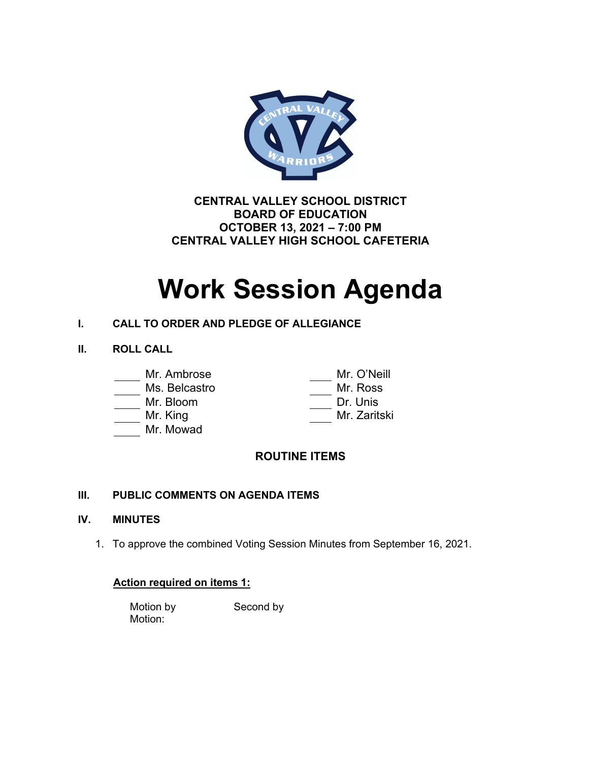**CENTRAL VALLEY SCHOOL DISTRICT**
**BOARD OF EDUCATION**
**OCTOBER 13, 2021 – 7:00 PM**
**CENTRAL VALLEY HIGH SCHOOL CAFETERIA**

# Work Session Agenda

## I. CALL TO ORDER AND PLEDGE OF ALLEGIANCE

## II. ROLL CALL

____ Mr. Ambrose
____ Ms. Belcastro
____ Mr. Bloom
____ Mr. King
____ Mr. Mowad
____ Mr. O'Neill
____ Mr. Ross
____ Dr. Unis
____ Mr. Zaritski

## ROUTINE ITEMS

## III. PUBLIC COMMENTS ON AGENDA ITEMS

## IV. MINUTES

1. To approve the combined Voting Session Minutes from September 16, 2021.

**Action required on items 1:**

Motion by Second by
Motion: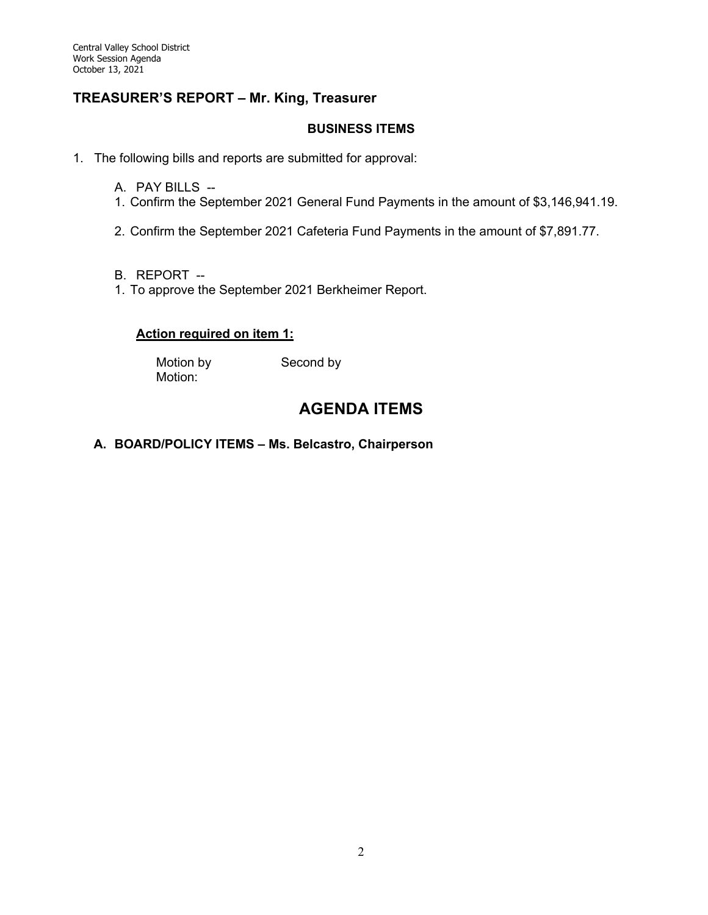## TREASURER'S REPORT – Mr. King, Treasurer

### BUSINESS ITEMS

1. The following bills and reports are submitted for approval:

   A. PAY BILLS --
   1. Confirm the September 2021 General Fund Payments in the amount of $3,146,941.19.

   2. Confirm the September 2021 Cafeteria Fund Payments in the amount of $7,891.77.

   B. REPORT --
   1. To approve the September 2021 Berkheimer Report.

   **Action required on item 1:**

   Motion by          Second by
   Motion:

# AGENDA ITEMS

**A. BOARD/POLICY ITEMS – Ms. Belcastro, Chairperson**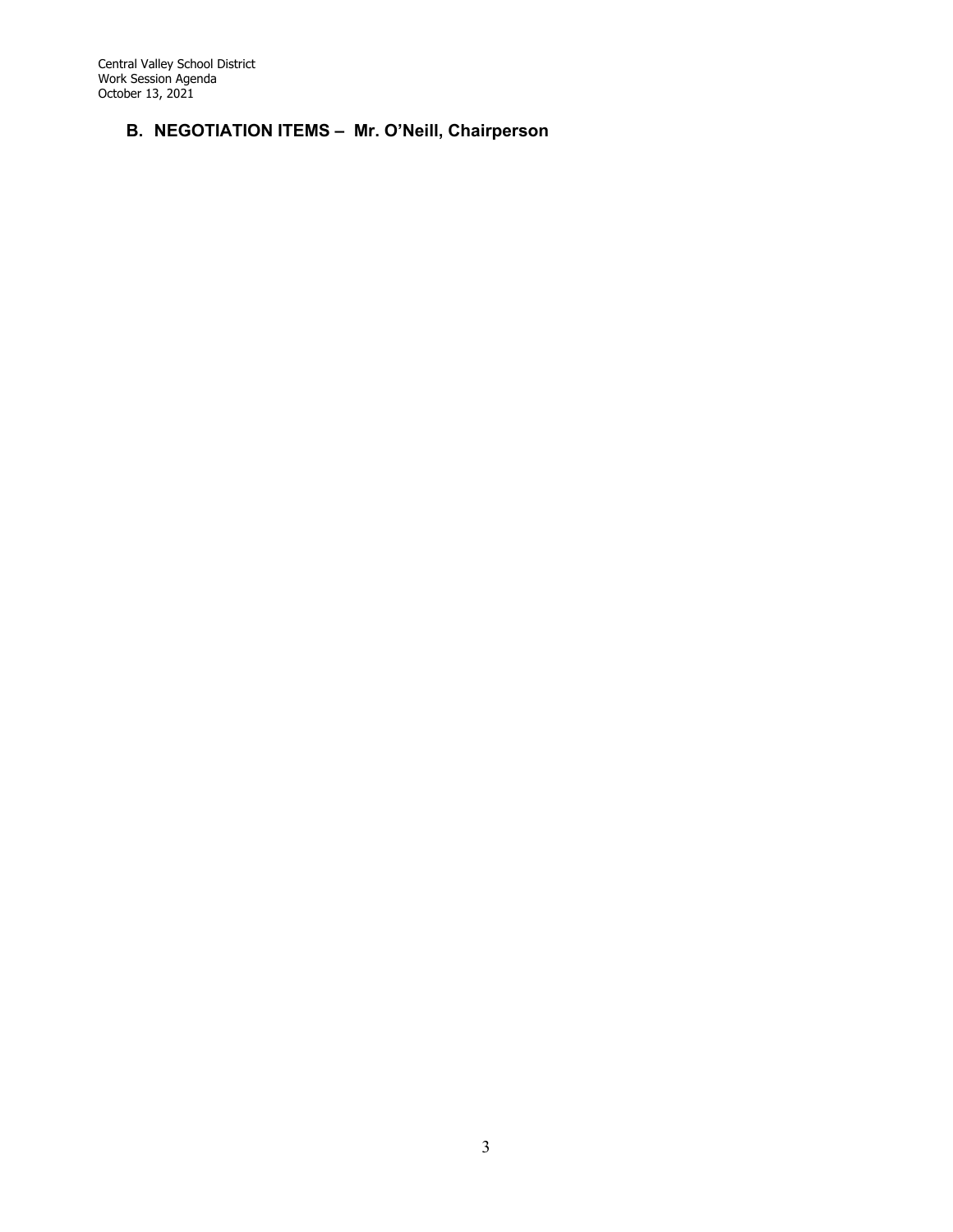## B. NEGOTIATION ITEMS – Mr. O'Neill, Chairperson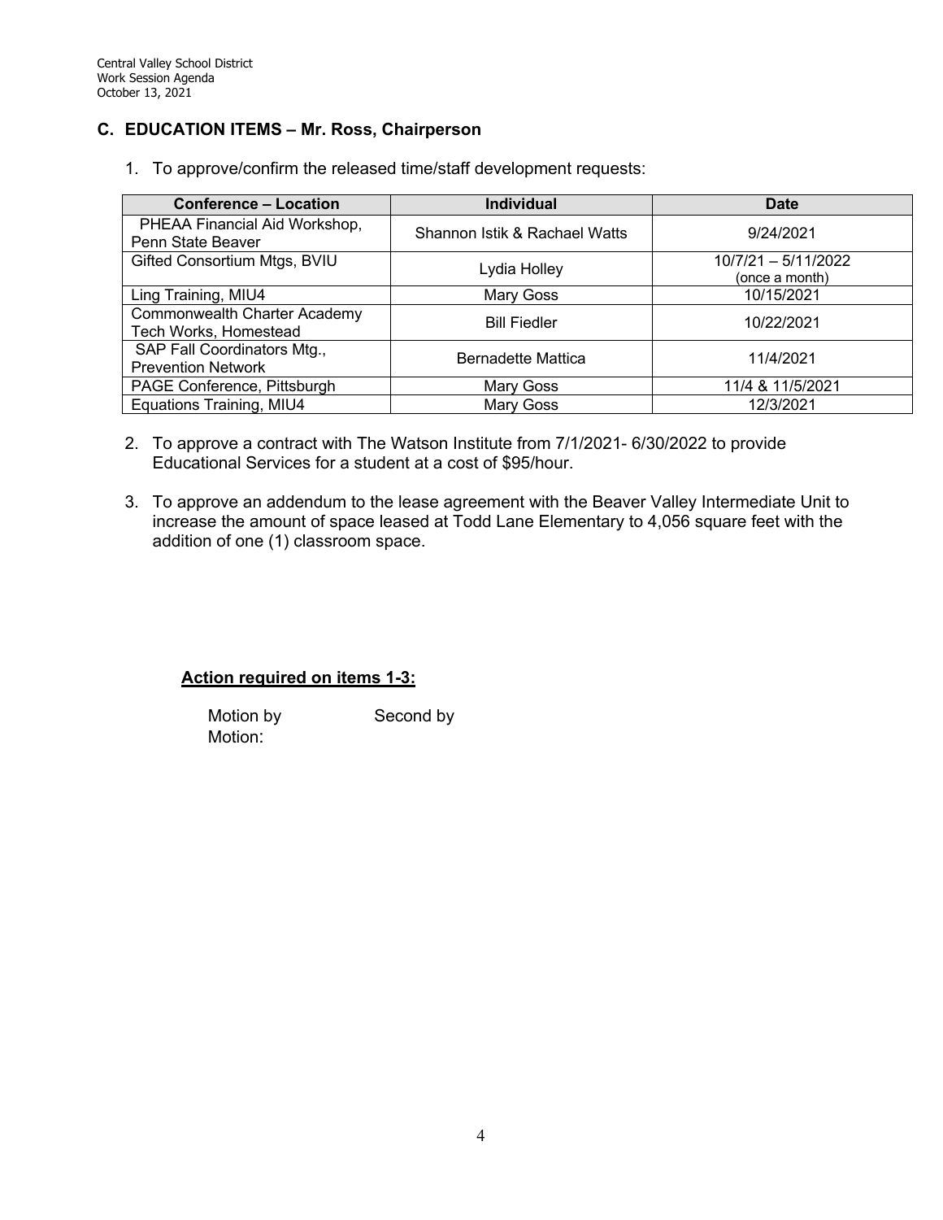## C. EDUCATION ITEMS – Mr. Ross, Chairperson

1. To approve/confirm the released time/staff development requests:

| Conference – Location | Individual | Date |
|---|---|---|
| PHEAA Financial Aid Workshop, Penn State Beaver | Shannon Istik & Rachael Watts | 9/24/2021 |
| Gifted Consortium Mtgs, BVIU | Lydia Holley | 10/7/21 – 5/11/2022 (once a month) |
| Ling Training, MIU4 | Mary Goss | 10/15/2021 |
| Commonwealth Charter Academy Tech Works, Homestead | Bill Fiedler | 10/22/2021 |
| SAP Fall Coordinators Mtg., Prevention Network | Bernadette Mattica | 11/4/2021 |
| PAGE Conference, Pittsburgh | Mary Goss | 11/4 & 11/5/2021 |
| Equations Training, MIU4 | Mary Goss | 12/3/2021 |

2. To approve a contract with The Watson Institute from 7/1/2021- 6/30/2022 to provide Educational Services for a student at a cost of $95/hour.

3. To approve an addendum to the lease agreement with the Beaver Valley Intermediate Unit to increase the amount of space leased at Todd Lane Elementary to 4,056 square feet with the addition of one (1) classroom space.

**<u>Action required on items 1-3:</u>**

Motion by Second by
Motion: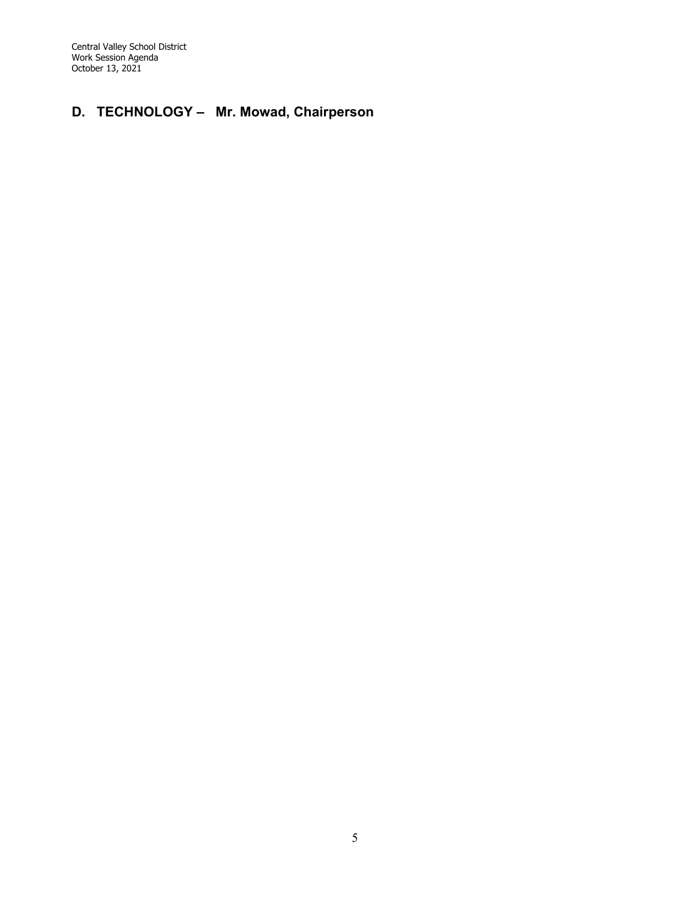## D. TECHNOLOGY – Mr. Mowad, Chairperson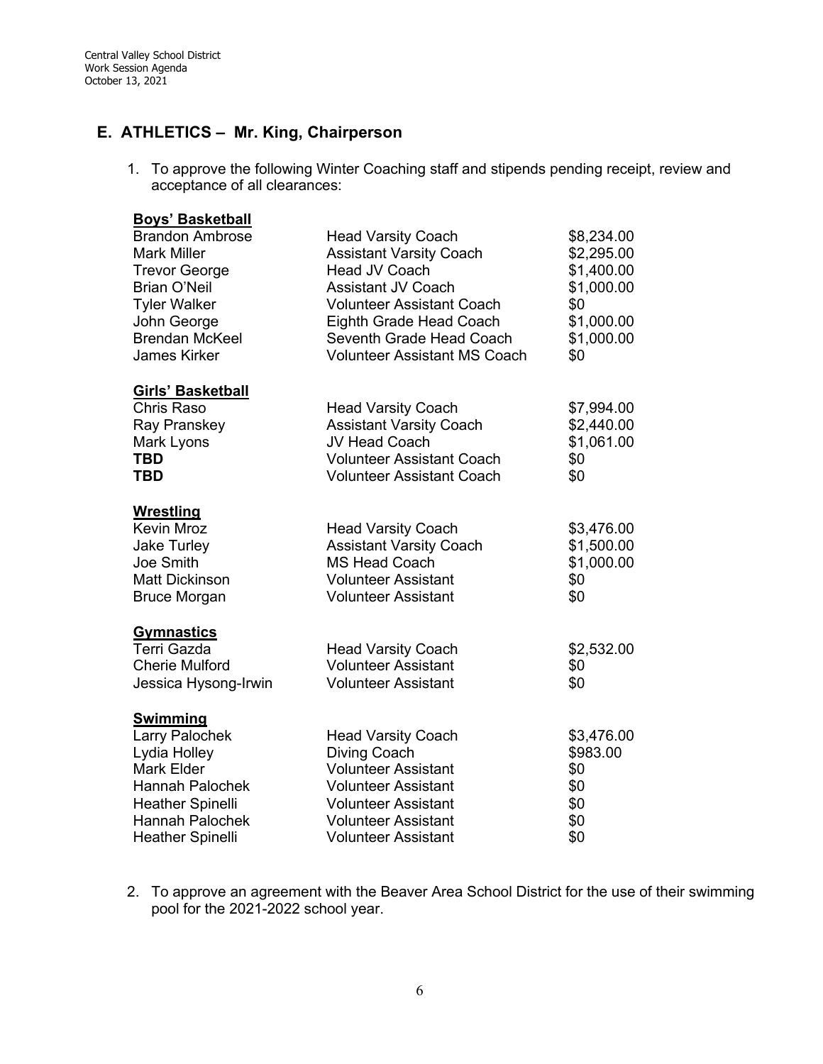## E. ATHLETICS – Mr. King, Chairperson

1. To approve the following Winter Coaching staff and stipends pending receipt, review and acceptance of all clearances:

**Boys' Basketball**

| | | |
|---|---|---|
| Brandon Ambrose | Head Varsity Coach | $8,234.00 |
| Mark Miller | Assistant Varsity Coach | $2,295.00 |
| Trevor George | Head JV Coach | $1,400.00 |
| Brian O'Neil | Assistant JV Coach | $1,000.00 |
| Tyler Walker | Volunteer Assistant Coach | $0 |
| John George | Eighth Grade Head Coach | $1,000.00 |
| Brendan McKeel | Seventh Grade Head Coach | $1,000.00 |
| James Kirker | Volunteer Assistant MS Coach | $0 |

**Girls' Basketball**

| | | |
|---|---|---|
| Chris Raso | Head Varsity Coach | $7,994.00 |
| Ray Pranskey | Assistant Varsity Coach | $2,440.00 |
| Mark Lyons | JV Head Coach | $1,061.00 |
| **TBD** | Volunteer Assistant Coach | $0 |
| **TBD** | Volunteer Assistant Coach | $0 |

**Wrestling**

| | | |
|---|---|---|
| Kevin Mroz | Head Varsity Coach | $3,476.00 |
| Jake Turley | Assistant Varsity Coach | $1,500.00 |
| Joe Smith | MS Head Coach | $1,000.00 |
| Matt Dickinson | Volunteer Assistant | $0 |
| Bruce Morgan | Volunteer Assistant | $0 |

**Gymnastics**

| | | |
|---|---|---|
| Terri Gazda | Head Varsity Coach | $2,532.00 |
| Cherie Mulford | Volunteer Assistant | $0 |
| Jessica Hysong-Irwin | Volunteer Assistant | $0 |

**Swimming**

| | | |
|---|---|---|
| Larry Palochek | Head Varsity Coach | $3,476.00 |
| Lydia Holley | Diving Coach | $983.00 |
| Mark Elder | Volunteer Assistant | $0 |
| Hannah Palochek | Volunteer Assistant | $0 |
| Heather Spinelli | Volunteer Assistant | $0 |
| Hannah Palochek | Volunteer Assistant | $0 |
| Heather Spinelli | Volunteer Assistant | $0 |

2. To approve an agreement with the Beaver Area School District for the use of their swimming pool for the 2021-2022 school year.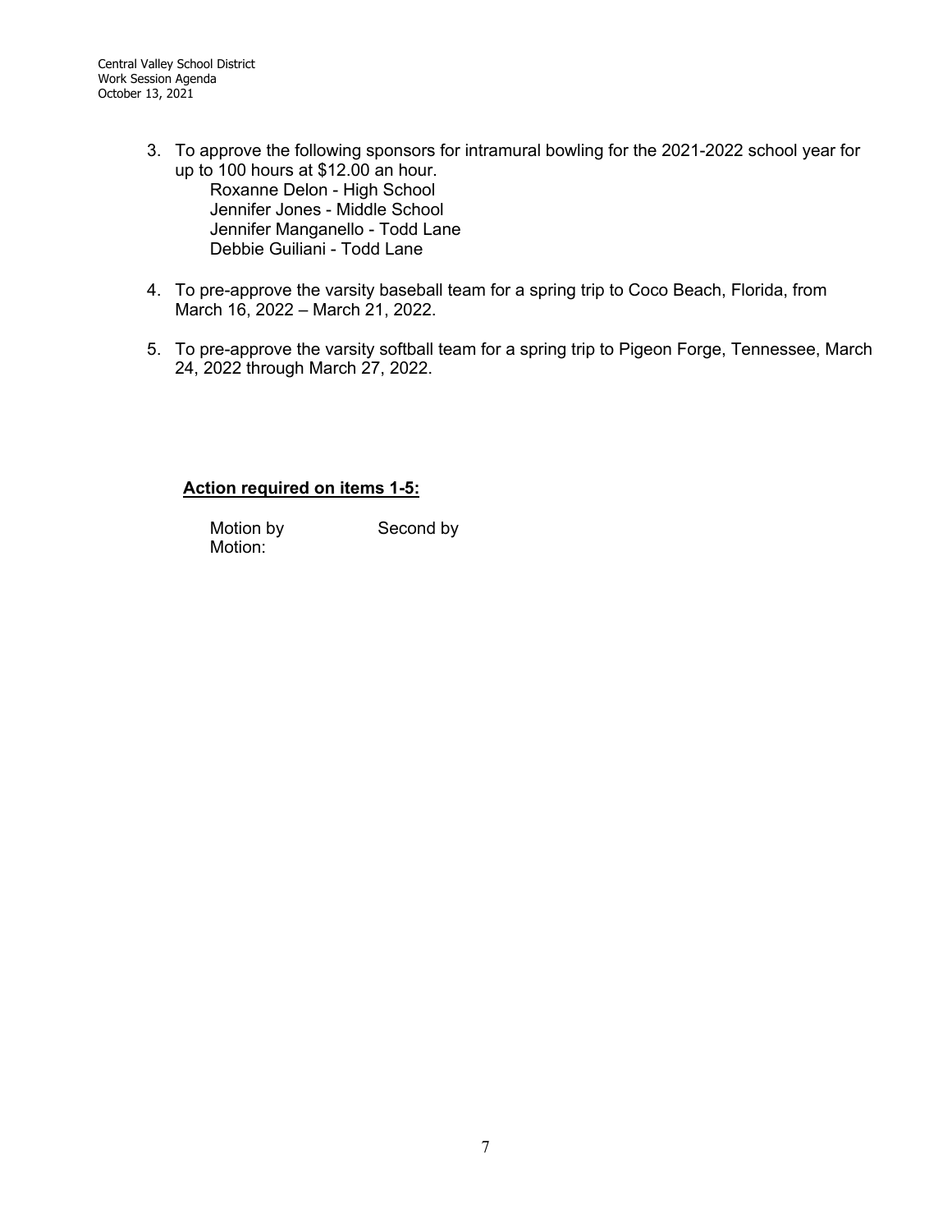3. To approve the following sponsors for intramural bowling for the 2021-2022 school year for up to 100 hours at $12.00 an hour.
   Roxanne Delon - High School
   Jennifer Jones - Middle School
   Jennifer Manganello - Todd Lane
   Debbie Guiliani - Todd Lane

4. To pre-approve the varsity baseball team for a spring trip to Coco Beach, Florida, from March 16, 2022 – March 21, 2022.

5. To pre-approve the varsity softball team for a spring trip to Pigeon Forge, Tennessee, March 24, 2022 through March 27, 2022.

**Action required on items 1-5:**

Motion by Second by
Motion: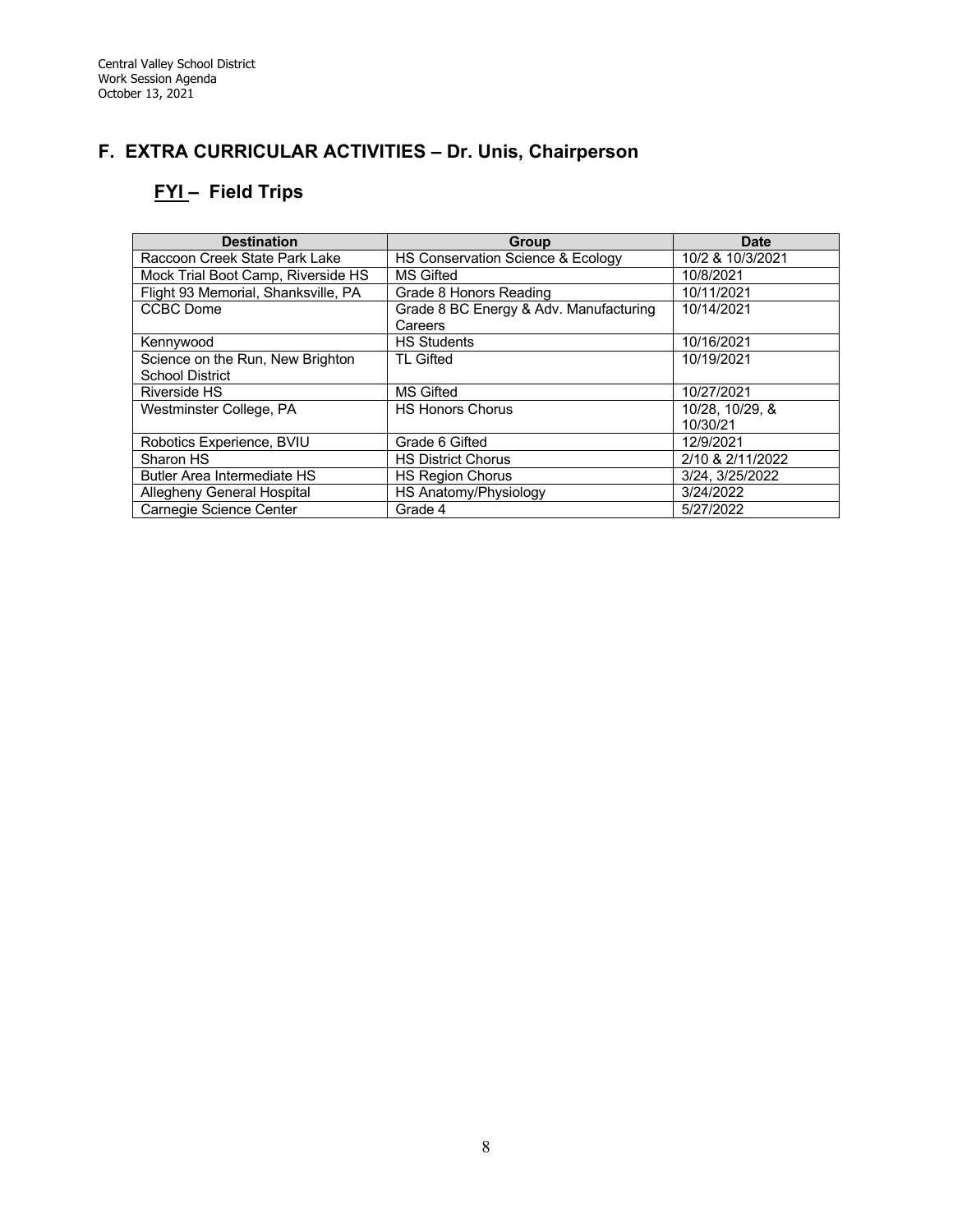## F. EXTRA CURRICULAR ACTIVITIES – Dr. Unis, Chairperson

### FYI – Field Trips

| Destination | Group | Date |
|---|---|---|
| Raccoon Creek State Park Lake | HS Conservation Science & Ecology | 10/2 & 10/3/2021 |
| Mock Trial Boot Camp, Riverside HS | MS Gifted | 10/8/2021 |
| Flight 93 Memorial, Shanksville, PA | Grade 8 Honors Reading | 10/11/2021 |
| CCBC Dome | Grade 8 BC Energy & Adv. Manufacturing Careers | 10/14/2021 |
| Kennywood | HS Students | 10/16/2021 |
| Science on the Run, New Brighton School District | TL Gifted | 10/19/2021 |
| Riverside HS | MS Gifted | 10/27/2021 |
| Westminster College, PA | HS Honors Chorus | 10/28, 10/29, & 10/30/21 |
| Robotics Experience, BVIU | Grade 6 Gifted | 12/9/2021 |
| Sharon HS | HS District Chorus | 2/10 & 2/11/2022 |
| Butler Area Intermediate HS | HS Region Chorus | 3/24, 3/25/2022 |
| Allegheny General Hospital | HS Anatomy/Physiology | 3/24/2022 |
| Carnegie Science Center | Grade 4 | 5/27/2022 |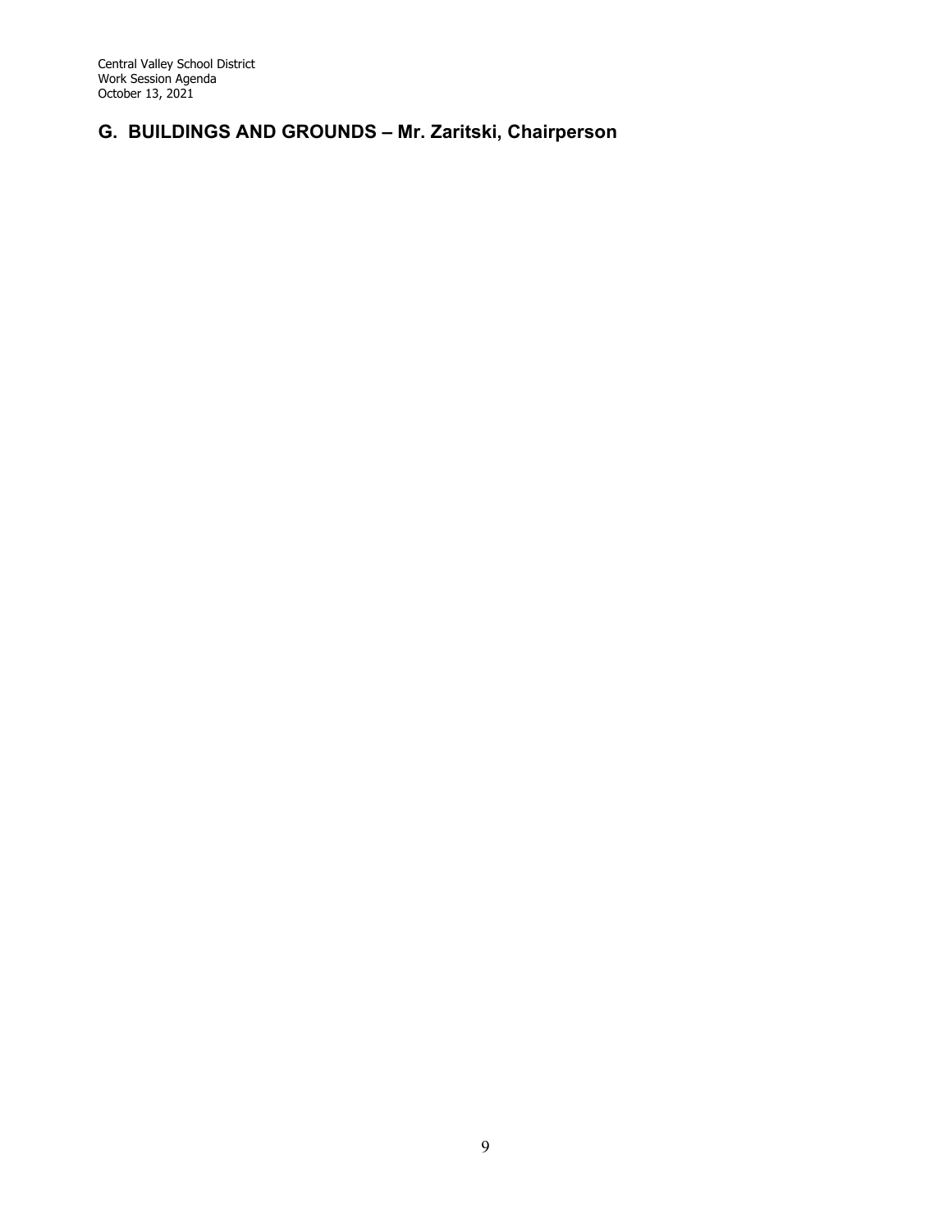## G. BUILDINGS AND GROUNDS – Mr. Zaritski, Chairperson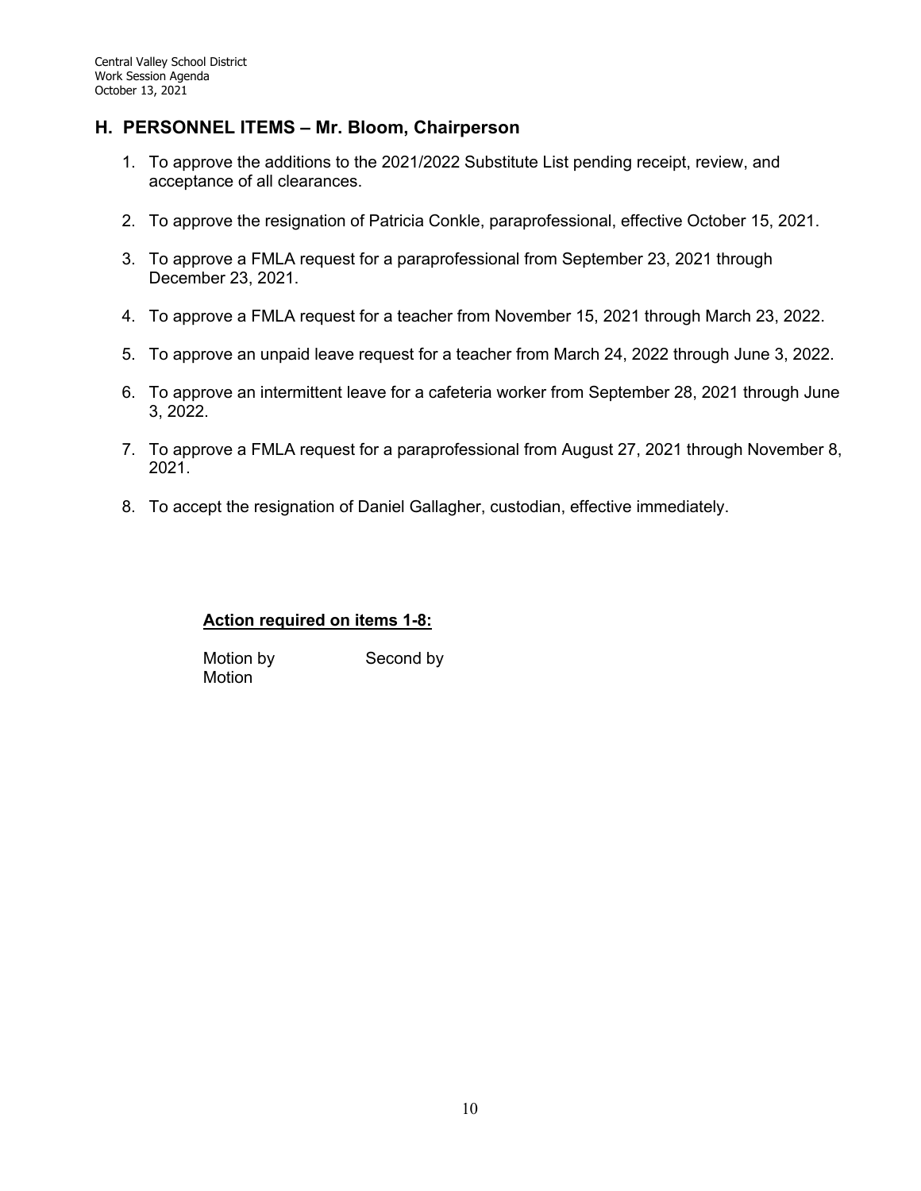## H. PERSONNEL ITEMS – Mr. Bloom, Chairperson

1. To approve the additions to the 2021/2022 Substitute List pending receipt, review, and acceptance of all clearances.

2. To approve the resignation of Patricia Conkle, paraprofessional, effective October 15, 2021.

3. To approve a FMLA request for a paraprofessional from September 23, 2021 through December 23, 2021.

4. To approve a FMLA request for a teacher from November 15, 2021 through March 23, 2022.

5. To approve an unpaid leave request for a teacher from March 24, 2022 through June 3, 2022.

6. To approve an intermittent leave for a cafeteria worker from September 28, 2021 through June 3, 2022.

7. To approve a FMLA request for a paraprofessional from August 27, 2021 through November 8, 2021.

8. To accept the resignation of Daniel Gallagher, custodian, effective immediately.

**Action required on items 1-8:**

Motion by Second by
Motion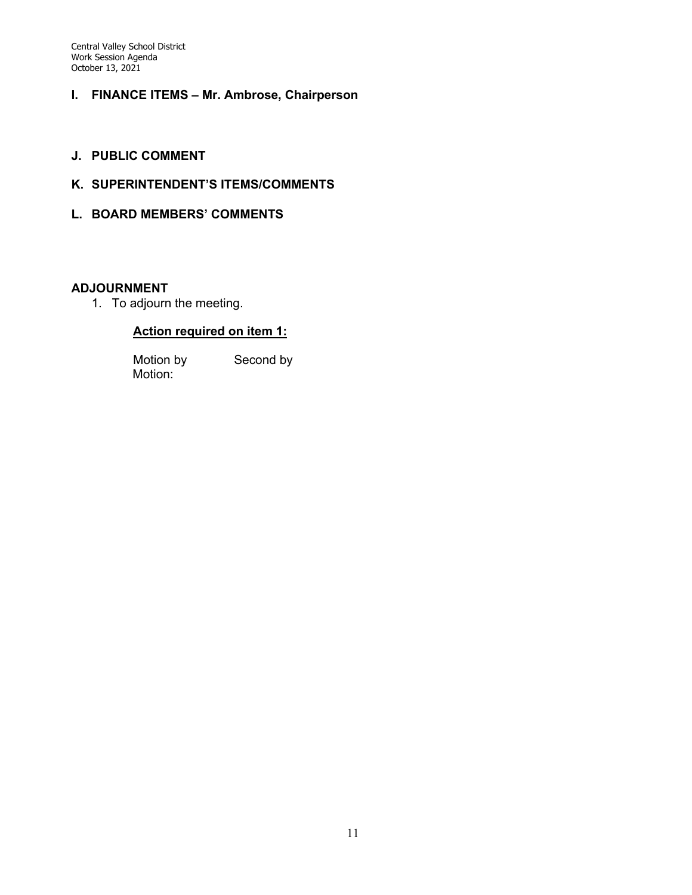## I. FINANCE ITEMS – Mr. Ambrose, Chairperson

## J. PUBLIC COMMENT

## K. SUPERINTENDENT'S ITEMS/COMMENTS

## L. BOARD MEMBERS' COMMENTS

## ADJOURNMENT

1. To adjourn the meeting.

**Action required on item 1:**

Motion by Second by
Motion: